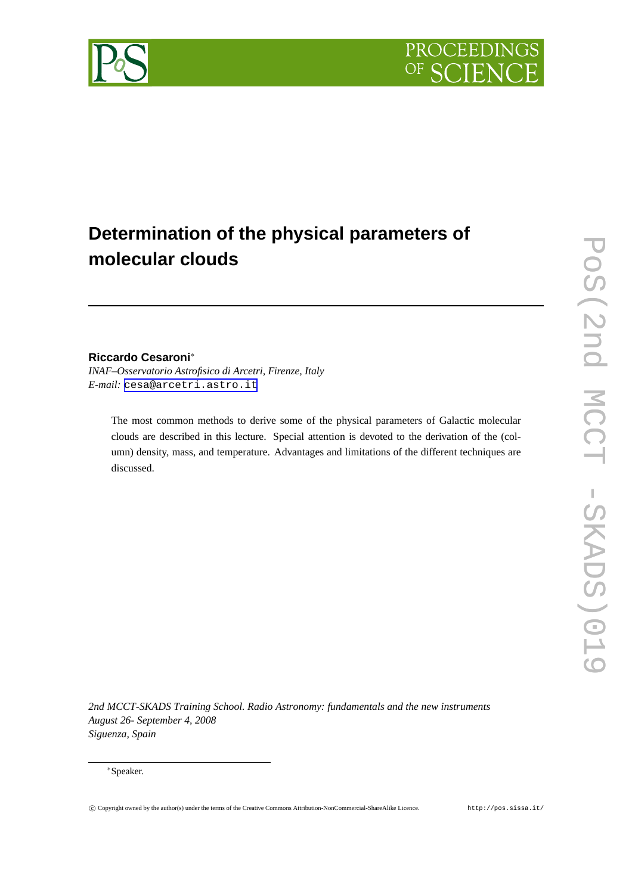# Determination of the physical parameters of molecular clouds

**Riccardo Cesaroni***

*INAF–Osservatorio Astrofisico di Arcetri, Firenze, Italy*
*E-mail:* cesa@arcetri.astro.it

The most common methods to derive some of the physical parameters of Galactic molecular clouds are described in this lecture. Special attention is devoted to the derivation of the (column) density, mass, and temperature. Advantages and limitations of the different techniques are discussed.

*2nd MCCT-SKADS Training School. Radio Astronomy: fundamentals and the new instruments*
*August 26- September 4, 2008*
*Siguenza, Spain*

*Speaker.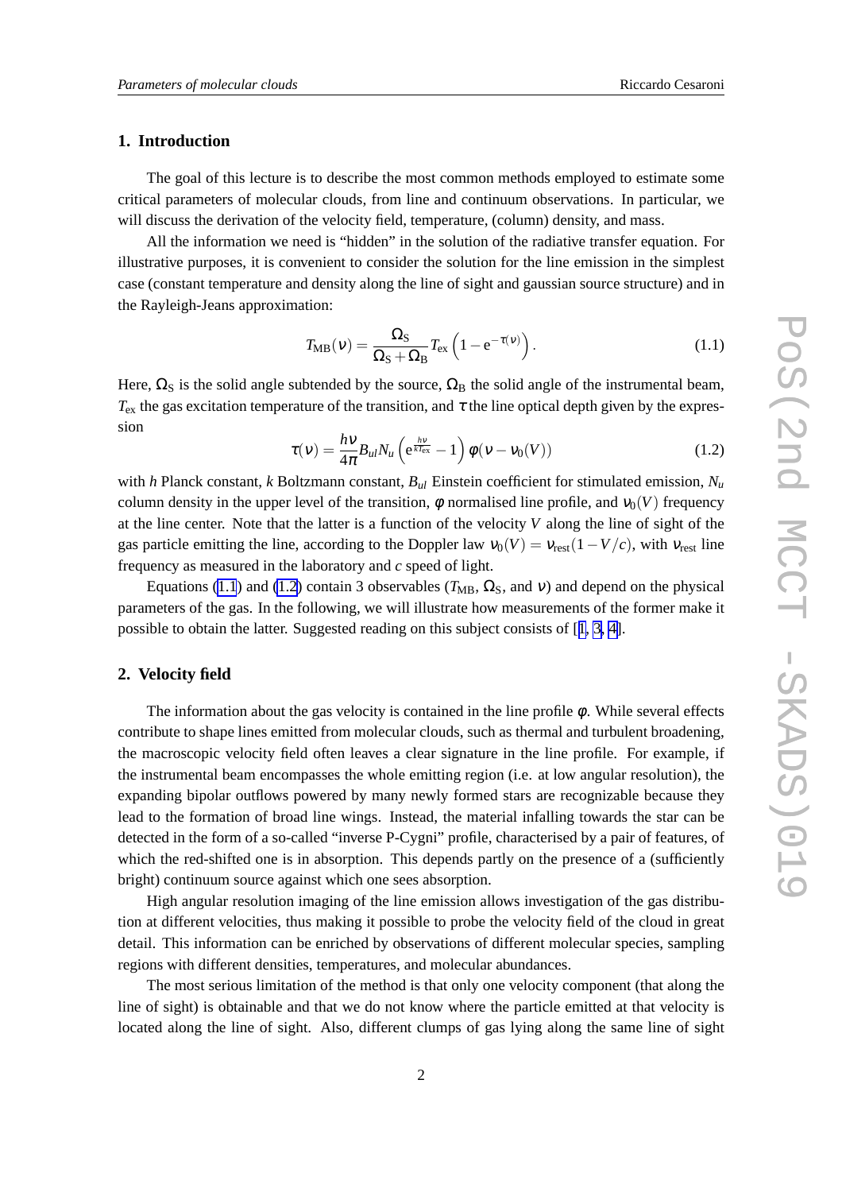## 1. Introduction

The goal of this lecture is to describe the most common methods employed to estimate some critical parameters of molecular clouds, from line and continuum observations. In particular, we will discuss the derivation of the velocity field, temperature, (column) density, and mass.

All the information we need is "hidden" in the solution of the radiative transfer equation. For illustrative purposes, it is convenient to consider the solution for the line emission in the simplest case (constant temperature and density along the line of sight and gaussian source structure) and in the Rayleigh-Jeans approximation:

$$T_{\rm MB}(\nu) = \frac{\Omega_{\rm S}}{\Omega_{\rm S}+\Omega_{\rm B}} T_{\rm ex} \left(1 - {\rm e}^{-\tau(\nu)}\right). \tag{1.1}$$

Here, $\Omega_{\rm S}$ is the solid angle subtended by the source, $\Omega_{\rm B}$ the solid angle of the instrumental beam, $T_{\rm ex}$ the gas excitation temperature of the transition, and $\tau$ the line optical depth given by the expression

$$\tau(\nu) = \frac{h\nu}{4\pi} B_{ul} N_u \left({\rm e}^{\frac{h\nu}{kT_{\rm ex}}} - 1\right) \phi(\nu - \nu_0(V)) \tag{1.2}$$

with $h$ Planck constant, $k$ Boltzmann constant, $B_{ul}$ Einstein coefficient for stimulated emission, $N_u$ column density in the upper level of the transition, $\phi$ normalised line profile, and $\nu_0(V)$ frequency at the line center. Note that the latter is a function of the velocity $V$ along the line of sight of the gas particle emitting the line, according to the Doppler law $\nu_0(V) = \nu_{\rm rest}(1 - V/c)$, with $\nu_{\rm rest}$ line frequency as measured in the laboratory and $c$ speed of light.

Equations (1.1) and (1.2) contain 3 observables ($T_{\rm MB}$, $\Omega_{\rm S}$, and $\nu$) and depend on the physical parameters of the gas. In the following, we will illustrate how measurements of the former make it possible to obtain the latter. Suggested reading on this subject consists of [1, 3, 4].

## 2. Velocity field

The information about the gas velocity is contained in the line profile $\phi$. While several effects contribute to shape lines emitted from molecular clouds, such as thermal and turbulent broadening, the macroscopic velocity field often leaves a clear signature in the line profile. For example, if the instrumental beam encompasses the whole emitting region (i.e. at low angular resolution), the expanding bipolar outflows powered by many newly formed stars are recognizable because they lead to the formation of broad line wings. Instead, the material infalling towards the star can be detected in the form of a so-called "inverse P-Cygni" profile, characterised by a pair of features, of which the red-shifted one is in absorption. This depends partly on the presence of a (sufficiently bright) continuum source against which one sees absorption.

High angular resolution imaging of the line emission allows investigation of the gas distribution at different velocities, thus making it possible to probe the velocity field of the cloud in great detail. This information can be enriched by observations of different molecular species, sampling regions with different densities, temperatures, and molecular abundances.

The most serious limitation of the method is that only one velocity component (that along the line of sight) is obtainable and that we do not know where the particle emitted at that velocity is located along the line of sight. Also, different clumps of gas lying along the same line of sight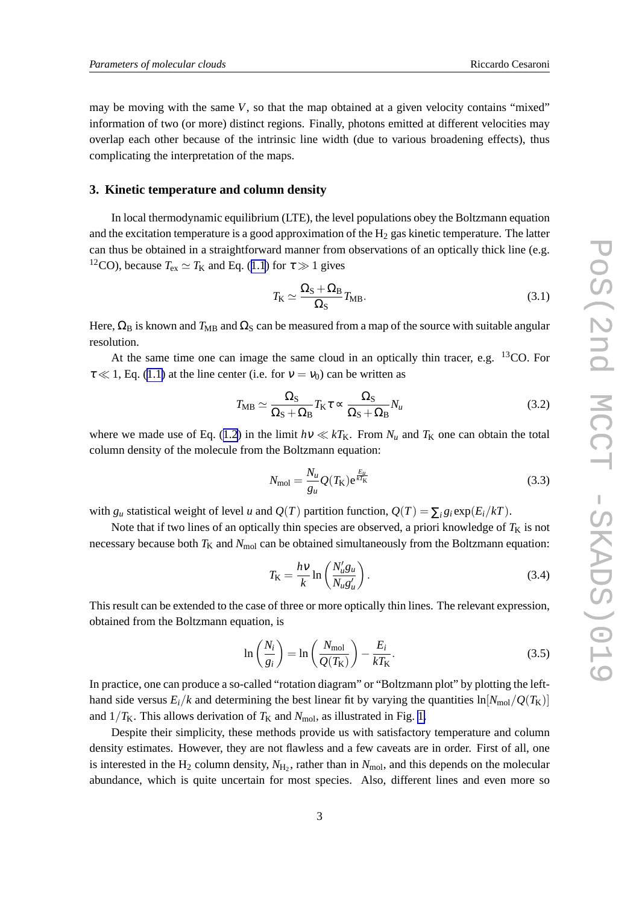may be moving with the same $V$, so that the map obtained at a given velocity contains "mixed" information of two (or more) distinct regions. Finally, photons emitted at different velocities may overlap each other because of the intrinsic line width (due to various broadening effects), thus complicating the interpretation of the maps.

## 3. Kinetic temperature and column density

In local thermodynamic equilibrium (LTE), the level populations obey the Boltzmann equation and the excitation temperature is a good approximation of the $H_2$ gas kinetic temperature. The latter can thus be obtained in a straightforward manner from observations of an optically thick line (e.g. $^{12}$CO), because $T_{\rm ex} \simeq T_{\rm K}$ and Eq. (1.1) for $\tau \gg 1$ gives

$$T_{\rm K} \simeq \frac{\Omega_{\rm S} + \Omega_{\rm B}}{\Omega_{\rm S}} T_{\rm MB}. \tag{3.1}$$

Here, $\Omega_{\rm B}$ is known and $T_{\rm MB}$ and $\Omega_{\rm S}$ can be measured from a map of the source with suitable angular resolution.

At the same time one can image the same cloud in an optically thin tracer, e.g. $^{13}$CO. For $\tau \ll 1$, Eq. (1.1) at the line center (i.e. for $\nu = \nu_0$) can be written as

$$T_{\rm MB} \simeq \frac{\Omega_{\rm S}}{\Omega_{\rm S} + \Omega_{\rm B}} T_{\rm K} \tau \propto \frac{\Omega_{\rm S}}{\Omega_{\rm S} + \Omega_{\rm B}} N_u \tag{3.2}$$

where we made use of Eq. (1.2) in the limit $h\nu \ll kT_{\rm K}$. From $N_u$ and $T_{\rm K}$ one can obtain the total column density of the molecule from the Boltzmann equation:

$$N_{\rm mol} = \frac{N_u}{g_u} Q(T_{\rm K}) {\rm e}^{\frac{E_u}{kT_{\rm K}}} \tag{3.3}$$

with $g_u$ statistical weight of level $u$ and $Q(T)$ partition function, $Q(T) = \sum_i g_i \exp(E_i/kT)$.

Note that if two lines of an optically thin species are observed, a priori knowledge of $T_{\rm K}$ is not necessary because both $T_{\rm K}$ and $N_{\rm mol}$ can be obtained simultaneously from the Boltzmann equation:

$$T_{\rm K} = \frac{h\nu}{k} \ln\left(\frac{N'_u g_u}{N_u g'_u}\right). \tag{3.4}$$

This result can be extended to the case of three or more optically thin lines. The relevant expression, obtained from the Boltzmann equation, is

$$\ln\left(\frac{N_i}{g_i}\right) = \ln\left(\frac{N_{\rm mol}}{Q(T_{\rm K})}\right) - \frac{E_i}{kT_{\rm K}}. \tag{3.5}$$

In practice, one can produce a so-called "rotation diagram" or "Boltzmann plot" by plotting the left-hand side versus $E_i/k$ and determining the best linear fit by varying the quantities $\ln[N_{\rm mol}/Q(T_{\rm K})]$ and $1/T_{\rm K}$. This allows derivation of $T_{\rm K}$ and $N_{\rm mol}$, as illustrated in Fig. 1.

Despite their simplicity, these methods provide us with satisfactory temperature and column density estimates. However, they are not flawless and a few caveats are in order. First of all, one is interested in the $H_2$ column density, $N_{\rm H_2}$, rather than in $N_{\rm mol}$, and this depends on the molecular abundance, which is quite uncertain for most species. Also, different lines and even more so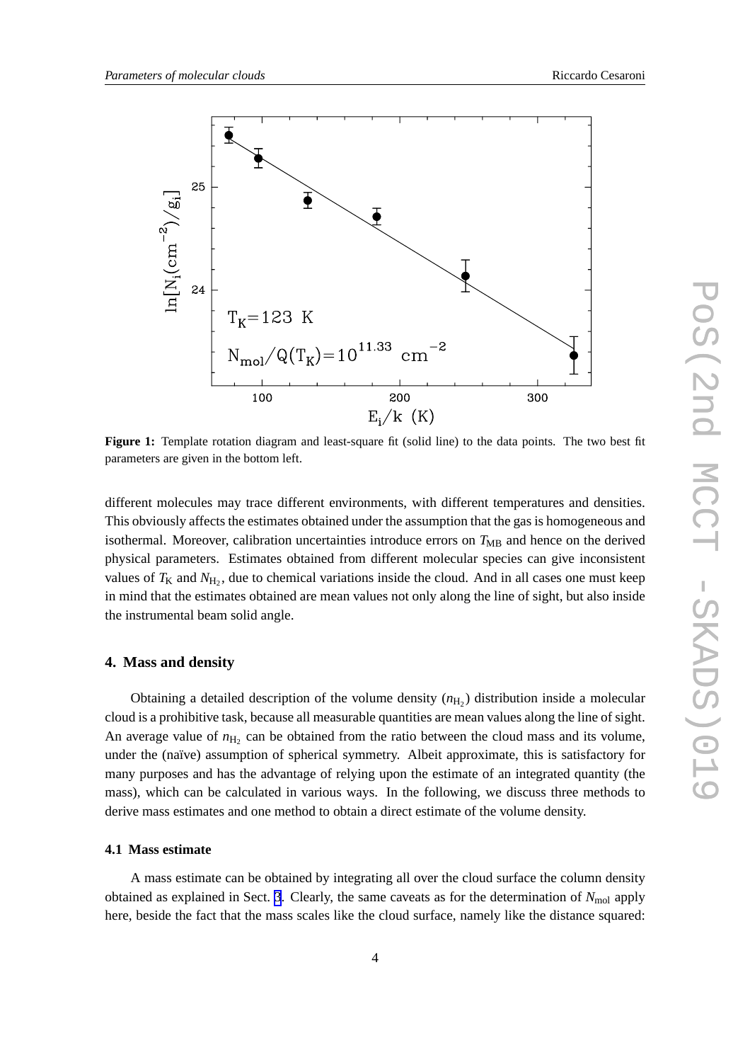**Figure 1:** Template rotation diagram and least-square fit (solid line) to the data points. The two best fit parameters are given in the bottom left.

different molecules may trace different environments, with different temperatures and densities. This obviously affects the estimates obtained under the assumption that the gas is homogeneous and isothermal. Moreover, calibration uncertainties introduce errors on $T_{\rm MB}$ and hence on the derived physical parameters. Estimates obtained from different molecular species can give inconsistent values of $T_{\rm K}$ and $N_{\rm H_2}$, due to chemical variations inside the cloud. And in all cases one must keep in mind that the estimates obtained are mean values not only along the line of sight, but also inside the instrumental beam solid angle.

## 4. Mass and density

Obtaining a detailed description of the volume density ($n_{\rm H_2}$) distribution inside a molecular cloud is a prohibitive task, because all measurable quantities are mean values along the line of sight. An average value of $n_{\rm H_2}$ can be obtained from the ratio between the cloud mass and its volume, under the (naïve) assumption of spherical symmetry. Albeit approximate, this is satisfactory for many purposes and has the advantage of relying upon the estimate of an integrated quantity (the mass), which can be calculated in various ways. In the following, we discuss three methods to derive mass estimates and one method to obtain a direct estimate of the volume density.

### 4.1 Mass estimate

A mass estimate can be obtained by integrating all over the cloud surface the column density obtained as explained in Sect. 3. Clearly, the same caveats as for the determination of $N_{\rm mol}$ apply here, beside the fact that the mass scales like the cloud surface, namely like the distance squared: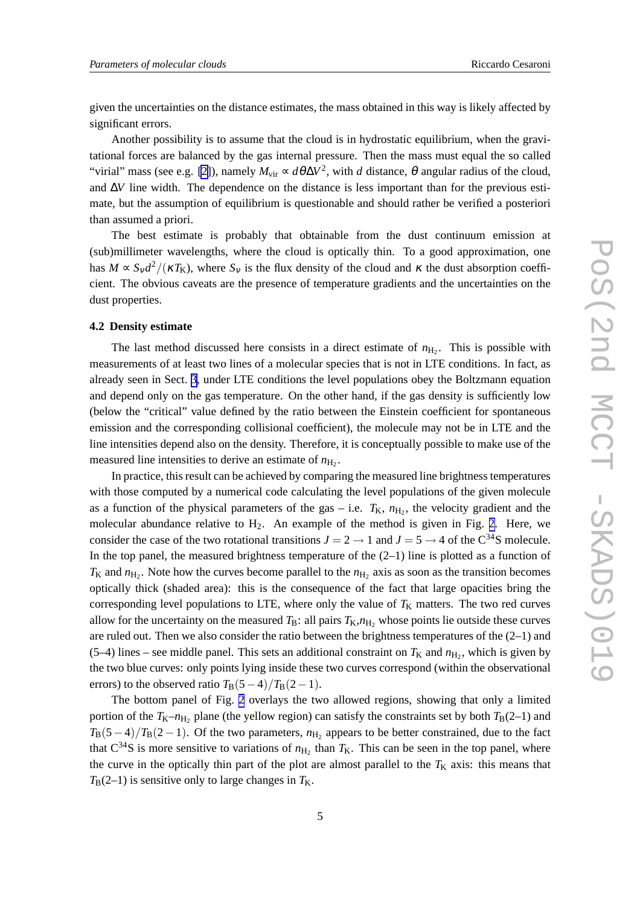given the uncertainties on the distance estimates, the mass obtained in this way is likely affected by significant errors.

Another possibility is to assume that the cloud is in hydrostatic equilibrium, when the gravitational forces are balanced by the gas internal pressure. Then the mass must equal the so called "virial" mass (see e.g. [2]), namely $M_{\rm vir} \propto d\theta\Delta V^2$, with $d$ distance, $\theta$ angular radius of the cloud, and $\Delta V$ line width. The dependence on the distance is less important than for the previous estimate, but the assumption of equilibrium is questionable and should rather be verified a posteriori than assumed a priori.

The best estimate is probably that obtainable from the dust continuum emission at (sub)millimeter wavelengths, where the cloud is optically thin. To a good approximation, one has $M \propto S_\nu d^2/(\kappa T_{\rm K})$, where $S_\nu$ is the flux density of the cloud and $\kappa$ the dust absorption coefficient. The obvious caveats are the presence of temperature gradients and the uncertainties on the dust properties.

### 4.2 Density estimate

The last method discussed here consists in a direct estimate of $n_{\rm H_2}$. This is possible with measurements of at least two lines of a molecular species that is not in LTE conditions. In fact, as already seen in Sect. 3, under LTE conditions the level populations obey the Boltzmann equation and depend only on the gas temperature. On the other hand, if the gas density is sufficiently low (below the "critical" value defined by the ratio between the Einstein coefficient for spontaneous emission and the corresponding collisional coefficient), the molecule may not be in LTE and the line intensities depend also on the density. Therefore, it is conceptually possible to make use of the measured line intensities to derive an estimate of $n_{\rm H_2}$.

In practice, this result can be achieved by comparing the measured line brightness temperatures with those computed by a numerical code calculating the level populations of the given molecule as a function of the physical parameters of the gas – i.e. $T_{\rm K}$, $n_{\rm H_2}$, the velocity gradient and the molecular abundance relative to $H_2$. An example of the method is given in Fig. 2. Here, we consider the case of the two rotational transitions $J = 2 \rightarrow 1$ and $J = 5 \rightarrow 4$ of the $C^{34}S$ molecule. In the top panel, the measured brightness temperature of the (2–1) line is plotted as a function of $T_{\rm K}$ and $n_{\rm H_2}$. Note how the curves become parallel to the $n_{\rm H_2}$ axis as soon as the transition becomes optically thick (shaded area): this is the consequence of the fact that large opacities bring the corresponding level populations to LTE, where only the value of $T_{\rm K}$ matters. The two red curves allow for the uncertainty on the measured $T_{\rm B}$: all pairs $T_{\rm K}$,$n_{\rm H_2}$ whose points lie outside these curves are ruled out. Then we also consider the ratio between the brightness temperatures of the (2–1) and (5–4) lines – see middle panel. This sets an additional constraint on $T_{\rm K}$ and $n_{\rm H_2}$, which is given by the two blue curves: only points lying inside these two curves correspond (within the observational errors) to the observed ratio $T_{\rm B}(5-4)/T_{\rm B}(2-1)$.

The bottom panel of Fig. 2 overlays the two allowed regions, showing that only a limited portion of the $T_{\rm K}$–$n_{\rm H_2}$ plane (the yellow region) can satisfy the constraints set by both $T_{\rm B}$(2–1) and $T_{\rm B}(5-4)/T_{\rm B}(2-1)$. Of the two parameters, $n_{\rm H_2}$ appears to be better constrained, due to the fact that $C^{34}S$ is more sensitive to variations of $n_{\rm H_2}$ than $T_{\rm K}$. This can be seen in the top panel, where the curve in the optically thin part of the plot are almost parallel to the $T_{\rm K}$ axis: this means that $T_{\rm B}$(2–1) is sensitive only to large changes in $T_{\rm K}$.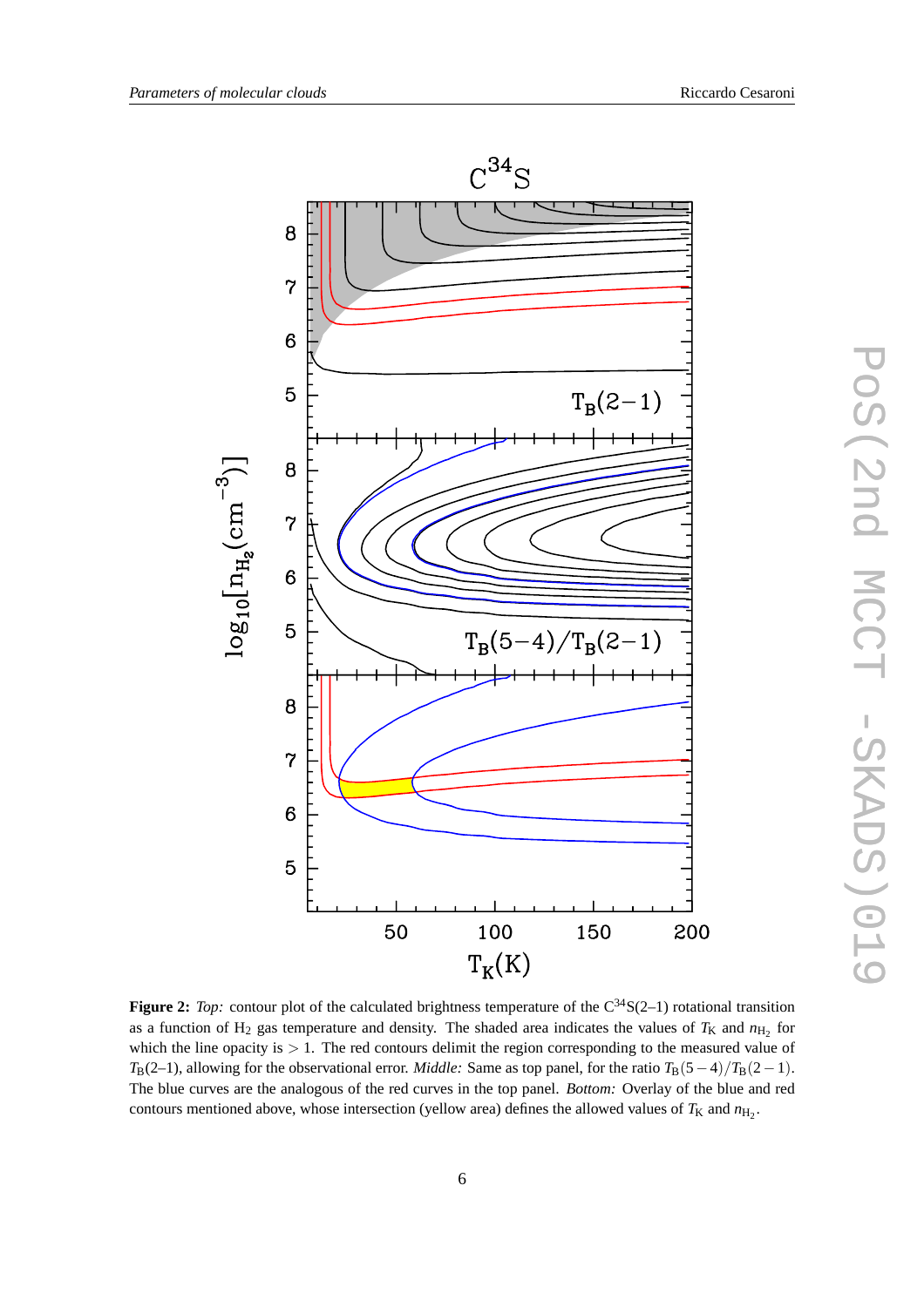**Figure 2:** *Top:* contour plot of the calculated brightness temperature of the $C^{34}S$(2–1) rotational transition as a function of $H_2$ gas temperature and density. The shaded area indicates the values of $T_K$ and $n_{H_2}$ for which the line opacity is $> 1$. The red contours delimit the region corresponding to the measured value of $T_B$(2–1), allowing for the observational error. *Middle:* Same as top panel, for the ratio $T_B(5-4)/T_B(2-1)$. The blue curves are the analogous of the red curves in the top panel. *Bottom:* Overlay of the blue and red contours mentioned above, whose intersection (yellow area) defines the allowed values of $T_K$ and $n_{H_2}$.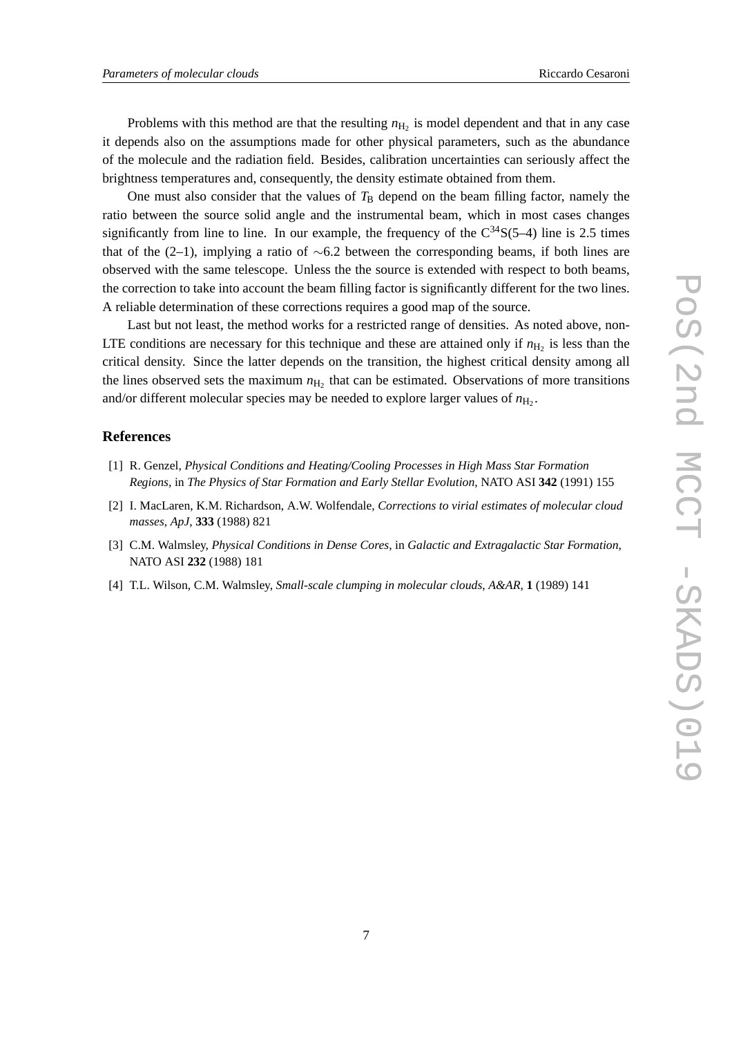Problems with this method are that the resulting $n_{H_2}$ is model dependent and that in any case it depends also on the assumptions made for other physical parameters, such as the abundance of the molecule and the radiation field. Besides, calibration uncertainties can seriously affect the brightness temperatures and, consequently, the density estimate obtained from them.

One must also consider that the values of $T_B$ depend on the beam filling factor, namely the ratio between the source solid angle and the instrumental beam, which in most cases changes significantly from line to line. In our example, the frequency of the $C^{34}S$(5–4) line is 2.5 times that of the (2–1), implying a ratio of $\sim$6.2 between the corresponding beams, if both lines are observed with the same telescope. Unless the the source is extended with respect to both beams, the correction to take into account the beam filling factor is significantly different for the two lines. A reliable determination of these corrections requires a good map of the source.

Last but not least, the method works for a restricted range of densities. As noted above, non-LTE conditions are necessary for this technique and these are attained only if $n_{H_2}$ is less than the critical density. Since the latter depends on the transition, the highest critical density among all the lines observed sets the maximum $n_{H_2}$ that can be estimated. Observations of more transitions and/or different molecular species may be needed to explore larger values of $n_{H_2}$.

## References

[1] R. Genzel, *Physical Conditions and Heating/Cooling Processes in High Mass Star Formation Regions*, in *The Physics of Star Formation and Early Stellar Evolution*, NATO ASI **342** (1991) 155

[2] I. MacLaren, K.M. Richardson, A.W. Wolfendale, *Corrections to virial estimates of molecular cloud masses*, *ApJ*, **333** (1988) 821

[3] C.M. Walmsley, *Physical Conditions in Dense Cores*, in *Galactic and Extragalactic Star Formation*, NATO ASI **232** (1988) 181

[4] T.L. Wilson, C.M. Walmsley, *Small-scale clumping in molecular clouds*, *A&AR*, **1** (1989) 141